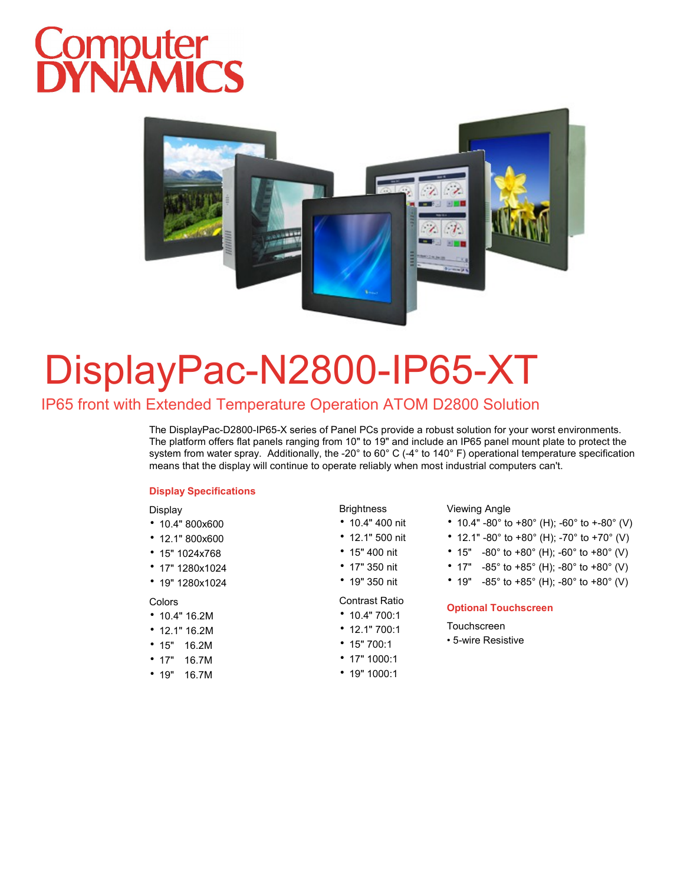# Computer DYNAMICS

# DisplayPac-N2800-IP65-XT

## IP65 front with Extended Temperature Operation ATOM D2800 Solution

The DisplayPac-D2800-IP65-X series of Panel PCs provide a robust solution for your worst environments. The platform offers flat panels ranging from 10" to 19" and include an IP65 panel mount plate to protect the system from water spray. Additionally, the -20° to 60° C (-4° to 140° F) operational temperature specification means that the display will continue to operate reliably when most industrial computers can't.

### Display Specifications

Display
- 10.4" 800x600
- 12.1" 800x600
- 15" 1024x768
- 17" 1280x1024
- 19" 1280x1024

Colors
- 10.4" 16.2M
- 12.1" 16.2M
- 15" 16.2M
- 17" 16.7M
- 19" 16.7M

Brightness
- 10.4" 400 nit
- 12.1" 500 nit
- 15" 400 nit
- 17" 350 nit
- 19" 350 nit

Contrast Ratio
- 10.4" 700:1
- 12.1" 700:1
- 15" 700:1
- 17" 1000:1
- 19" 1000:1

Viewing Angle
- 10.4" -80° to +80° (H); -60° to +-80° (V)
- 12.1" -80° to +80° (H); -70° to +70° (V)
- 15" -80° to +80° (H); -60° to +80° (V)
- 17" -85° to +85° (H); -80° to +80° (V)
- 19" -85° to +85° (H); -80° to +80° (V)

### Optional Touchscreen

Touchscreen
- 5-wire Resistive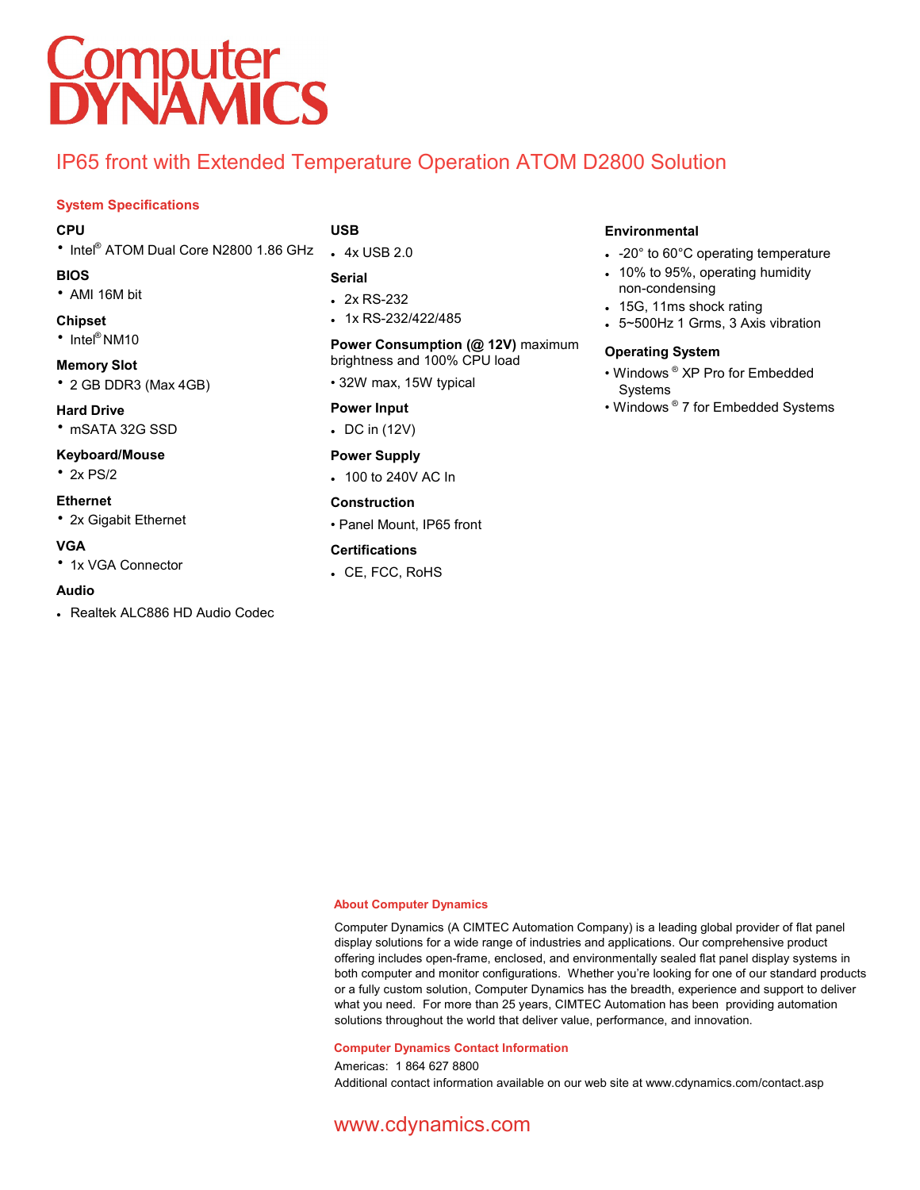# Computer DYNAMICS

## IP65 front with Extended Temperature Operation ATOM D2800 Solution

### System Specifications

**CPU**
- Intel® ATOM Dual Core N2800 1.86 GHz

**BIOS**
- AMI 16M bit

**Chipset**
- Intel® NM10

**Memory Slot**
- 2 GB DDR3 (Max 4GB)

**Hard Drive**
- mSATA 32G SSD

**Keyboard/Mouse**
- 2x PS/2

**Ethernet**
- 2x Gigabit Ethernet

**VGA**
- 1x VGA Connector

**Audio**
- Realtek ALC886 HD Audio Codec

**USB**
- 4x USB 2.0

**Serial**
- 2x RS-232
- 1x RS-232/422/485

**Power Consumption (@ 12V)** maximum brightness and 100% CPU load
- 32W max, 15W typical

**Power Input**
- DC in (12V)

**Power Supply**
- 100 to 240V AC In

**Construction**
- Panel Mount, IP65 front

**Certifications**
- CE, FCC, RoHS

**Environmental**
- -20° to 60°C operating temperature
- 10% to 95%, operating humidity non-condensing
- 15G, 11ms shock rating
- 5~500Hz 1 Grms, 3 Axis vibration

**Operating System**
- Windows ® XP Pro for Embedded Systems
- Windows ® 7 for Embedded Systems

### About Computer Dynamics

Computer Dynamics (A CIMTEC Automation Company) is a leading global provider of flat panel display solutions for a wide range of industries and applications. Our comprehensive product offering includes open-frame, enclosed, and environmentally sealed flat panel display systems in both computer and monitor configurations. Whether you're looking for one of our standard products or a fully custom solution, Computer Dynamics has the breadth, experience and support to deliver what you need. For more than 25 years, CIMTEC Automation has been providing automation solutions throughout the world that deliver value, performance, and innovation.

### Computer Dynamics Contact Information

Americas: 1 864 627 8800
Additional contact information available on our web site at www.cdynamics.com/contact.asp

www.cdynamics.com